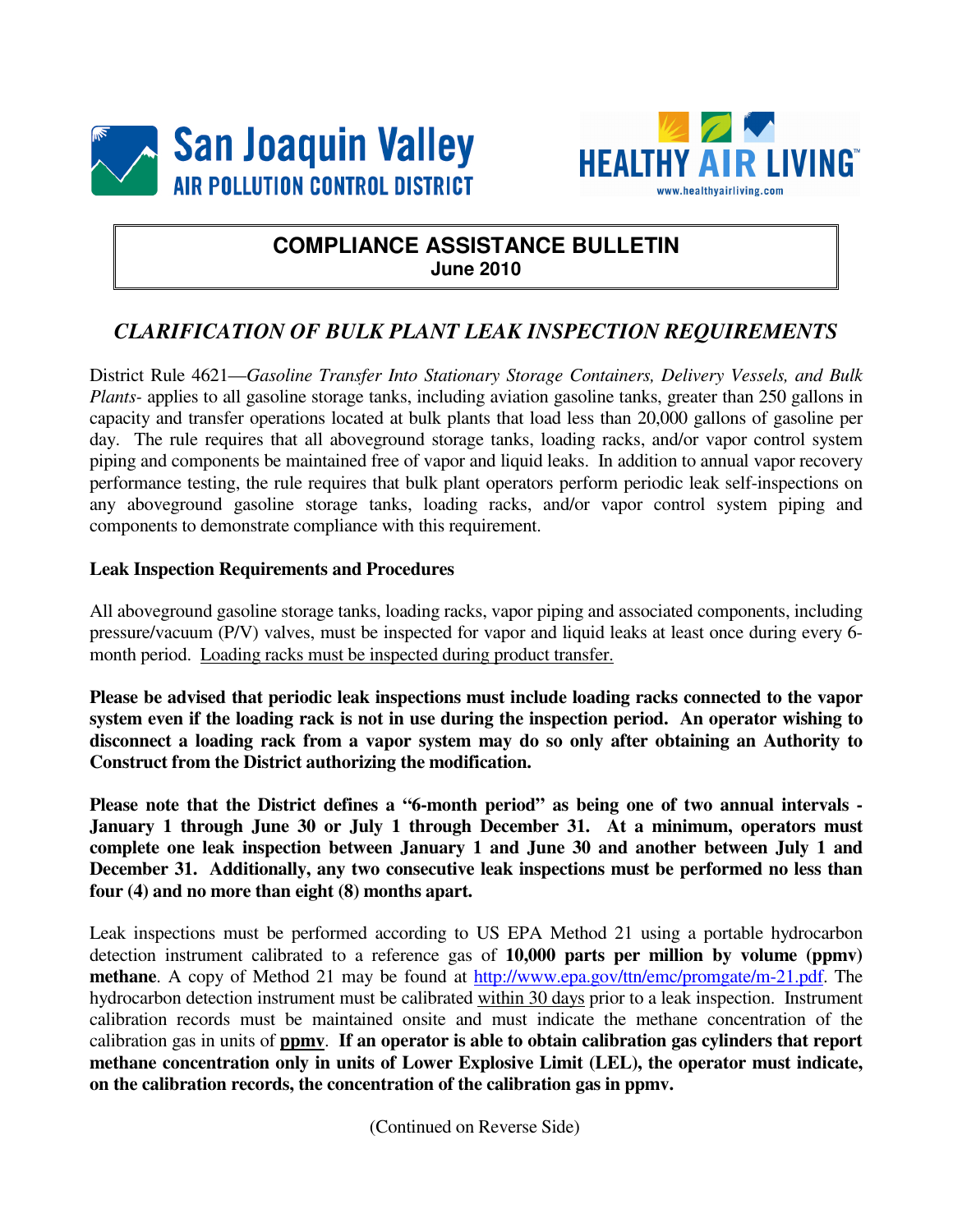San Joaquin Valley AIR POLLUTION CONTROL DISTRICT

HEALTHY AIR LIVING™ www.healthyairliving.com

# COMPLIANCE ASSISTANCE BULLETIN

**June 2010**

## *CLARIFICATION OF BULK PLANT LEAK INSPECTION REQUIREMENTS*

District Rule 4621—*Gasoline Transfer Into Stationary Storage Containers, Delivery Vessels, and Bulk Plants-* applies to all gasoline storage tanks, including aviation gasoline tanks, greater than 250 gallons in capacity and transfer operations located at bulk plants that load less than 20,000 gallons of gasoline per day. The rule requires that all aboveground storage tanks, loading racks, and/or vapor control system piping and components be maintained free of vapor and liquid leaks. In addition to annual vapor recovery performance testing, the rule requires that bulk plant operators perform periodic leak self-inspections on any aboveground gasoline storage tanks, loading racks, and/or vapor control system piping and components to demonstrate compliance with this requirement.

### Leak Inspection Requirements and Procedures

All aboveground gasoline storage tanks, loading racks, vapor piping and associated components, including pressure/vacuum (P/V) valves, must be inspected for vapor and liquid leaks at least once during every 6-month period. Loading racks must be inspected during product transfer.

**Please be advised that periodic leak inspections must include loading racks connected to the vapor system even if the loading rack is not in use during the inspection period. An operator wishing to disconnect a loading rack from a vapor system may do so only after obtaining an Authority to Construct from the District authorizing the modification.**

**Please note that the District defines a "6-month period" as being one of two annual intervals - January 1 through June 30 or July 1 through December 31. At a minimum, operators must complete one leak inspection between January 1 and June 30 and another between July 1 and December 31. Additionally, any two consecutive leak inspections must be performed no less than four (4) and no more than eight (8) months apart.**

Leak inspections must be performed according to US EPA Method 21 using a portable hydrocarbon detection instrument calibrated to a reference gas of **10,000 parts per million by volume (ppmv) methane**. A copy of Method 21 may be found at http://www.epa.gov/ttn/emc/promgate/m-21.pdf. The hydrocarbon detection instrument must be calibrated within 30 days prior to a leak inspection. Instrument calibration records must be maintained onsite and must indicate the methane concentration of the calibration gas in units of **ppmv**. **If an operator is able to obtain calibration gas cylinders that report methane concentration only in units of Lower Explosive Limit (LEL), the operator must indicate, on the calibration records, the concentration of the calibration gas in ppmv.**

(Continued on Reverse Side)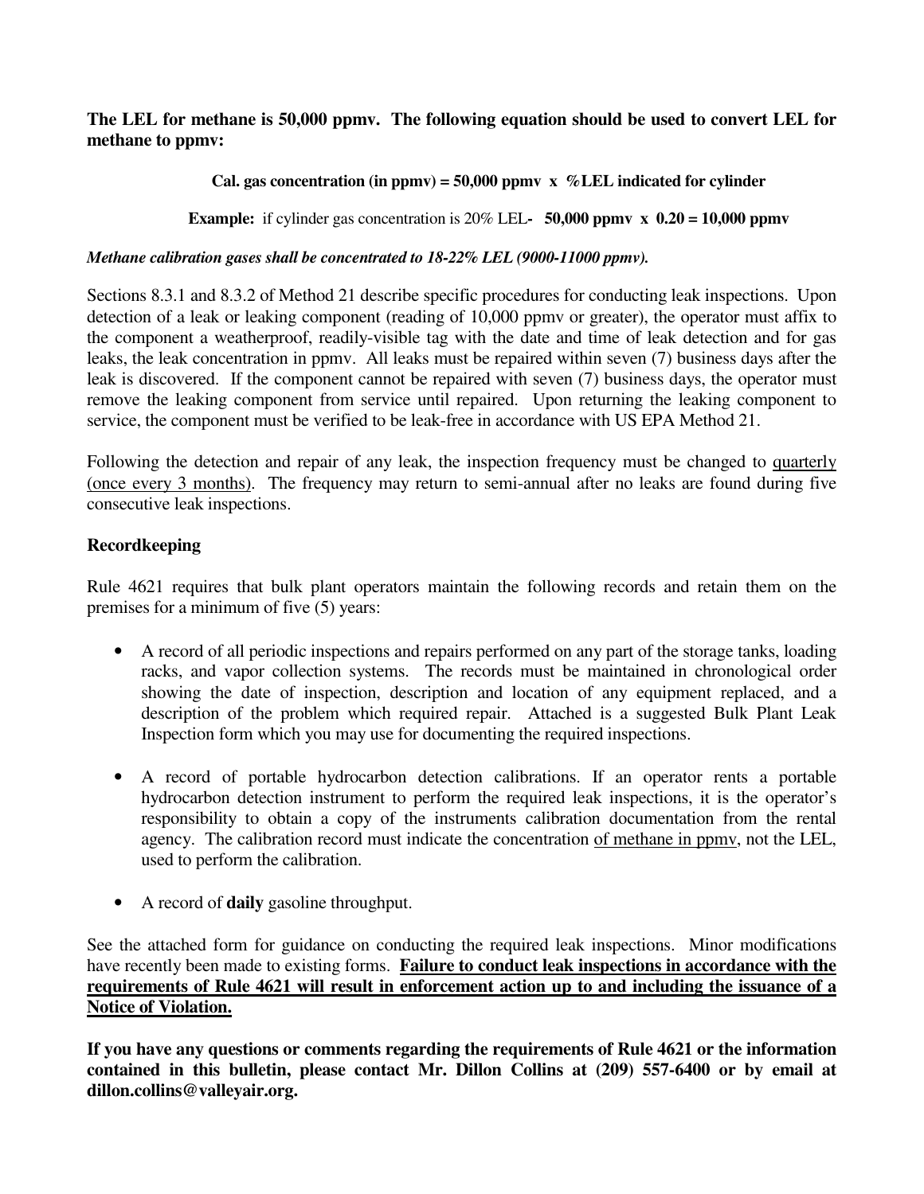**The LEL for methane is 50,000 ppmv. The following equation should be used to convert LEL for methane to ppmv:**

**Cal. gas concentration (in ppmv) = 50,000 ppmv x %LEL indicated for cylinder**

**Example:** if cylinder gas concentration is 20% LEL**- 50,000 ppmv x 0.20 = 10,000 ppmv**

***Methane calibration gases shall be concentrated to 18-22% LEL (9000-11000 ppmv).***

Sections 8.3.1 and 8.3.2 of Method 21 describe specific procedures for conducting leak inspections. Upon detection of a leak or leaking component (reading of 10,000 ppmv or greater), the operator must affix to the component a weatherproof, readily-visible tag with the date and time of leak detection and for gas leaks, the leak concentration in ppmv. All leaks must be repaired within seven (7) business days after the leak is discovered. If the component cannot be repaired with seven (7) business days, the operator must remove the leaking component from service until repaired. Upon returning the leaking component to service, the component must be verified to be leak-free in accordance with US EPA Method 21.

Following the detection and repair of any leak, the inspection frequency must be changed to <u>quarterly (once every 3 months)</u>. The frequency may return to semi-annual after no leaks are found during five consecutive leak inspections.

**Recordkeeping**

Rule 4621 requires that bulk plant operators maintain the following records and retain them on the premises for a minimum of five (5) years:

- A record of all periodic inspections and repairs performed on any part of the storage tanks, loading racks, and vapor collection systems. The records must be maintained in chronological order showing the date of inspection, description and location of any equipment replaced, and a description of the problem which required repair. Attached is a suggested Bulk Plant Leak Inspection form which you may use for documenting the required inspections.

- A record of portable hydrocarbon detection calibrations. If an operator rents a portable hydrocarbon detection instrument to perform the required leak inspections, it is the operator's responsibility to obtain a copy of the instruments calibration documentation from the rental agency. The calibration record must indicate the concentration <u>of methane in ppmv</u>, not the LEL, used to perform the calibration.

- A record of **daily** gasoline throughput.

See the attached form for guidance on conducting the required leak inspections. Minor modifications have recently been made to existing forms. **<u>Failure to conduct leak inspections in accordance with the requirements of Rule 4621 will result in enforcement action up to and including the issuance of a Notice of Violation.</u>**

**If you have any questions or comments regarding the requirements of Rule 4621 or the information contained in this bulletin, please contact Mr. Dillon Collins at (209) 557-6400 or by email at dillon.collins@valleyair.org.**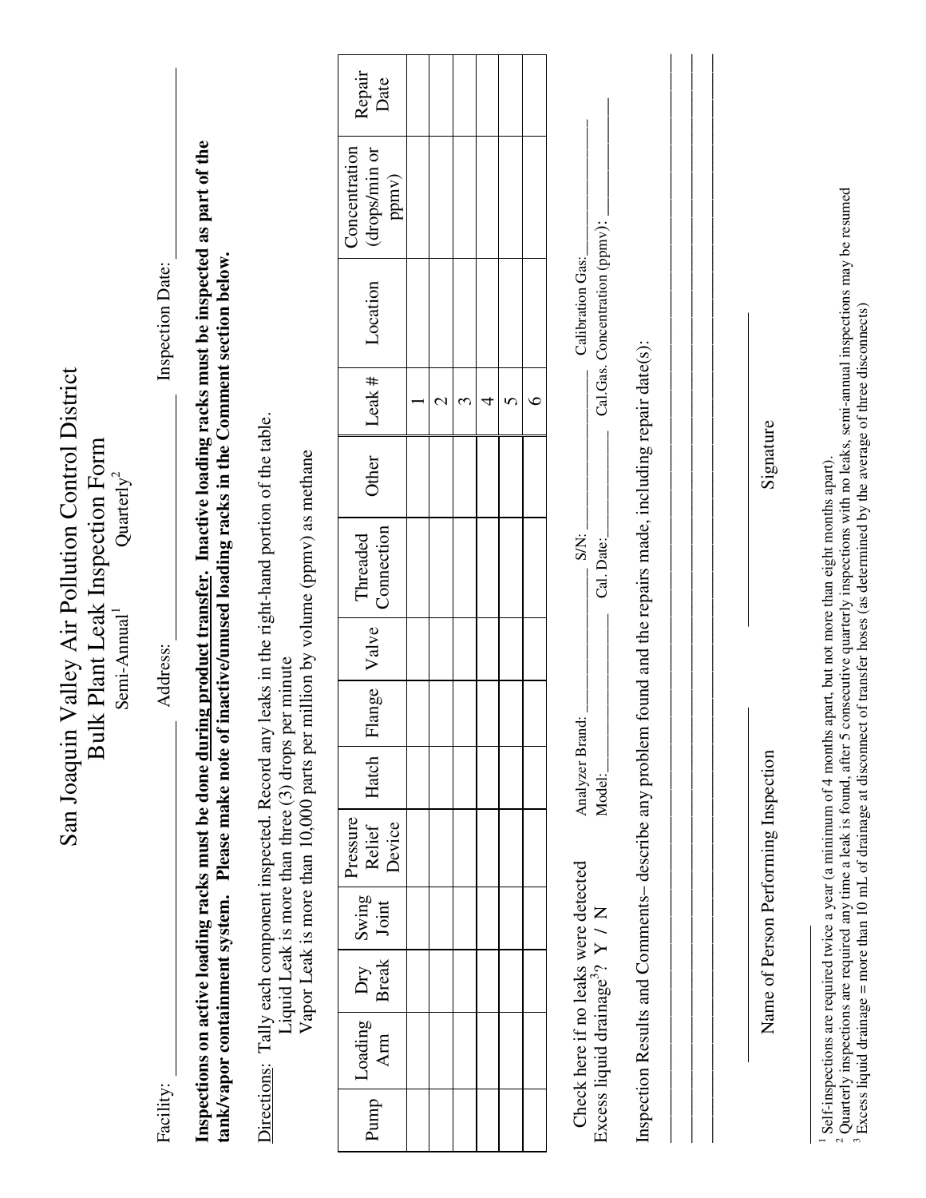# San Joaquin Valley Air Pollution Control District

## Bulk Plant Leak Inspection Form

Semi-Annual[1] Quarterly[2]

Facility: ______________________ Address: ______________________ Inspection Date: ______________________

**Inspections on active loading racks must be done during product transfer. Inactive loading racks must be inspected as part of the tank/vapor containment system. Please make note of inactive/unused loading racks in the Comment section below.**

Directions: Tally each component inspected. Record any leaks in the right-hand portion of the table.
Liquid Leak is more than three (3) drops per minute
Vapor Leak is more than 10,000 parts per million by volume (ppmv) as methane

| Pump | Loading Arm | Dry Break | Swing Joint | Pressure Relief Device | Hatch | Flange | Valve | Threaded Connection | Other | Leak # | Location | Concentration (drops/min or ppmv) | Repair Date |
|---|---|---|---|---|---|---|---|---|---|---|---|---|---|
| | | | | | | | | | | 1 | | | |
| | | | | | | | | | | 2 | | | |
| | | | | | | | | | | 3 | | | |
| | | | | | | | | | | 4 | | | |
| | | | | | | | | | | 5 | | | |
| | | | | | | | | | | 6 | | | |

Check here if no leaks were detected
Excess liquid drainage[3]? Y / N

Analyzer Brand: ______________ S/N: ______________ Calibration Gas: ______________
Model: ______________ Cal. Date: ______________ Cal.Gas. Concentration (ppmv): ______________

Inspection Results and Comments– describe any problem found and the repairs made, including repair date(s):

______________________________________________________________________

______________________________________________________________________

______________________________________________________________________

______________________________ ______________________________
Name of Person Performing Inspection Signature

[1] Self-inspections are required twice a year (a minimum of 4 months apart, but not more than eight months apart).
[2] Quarterly inspections are required any time a leak is found, after 5 consecutive quarterly inspections with no leaks, semi-annual inspections may be resumed
[3] Excess liquid drainage = more than 10 mL of drainage at disconnect of transfer hoses (as determined by the average of three disconnects)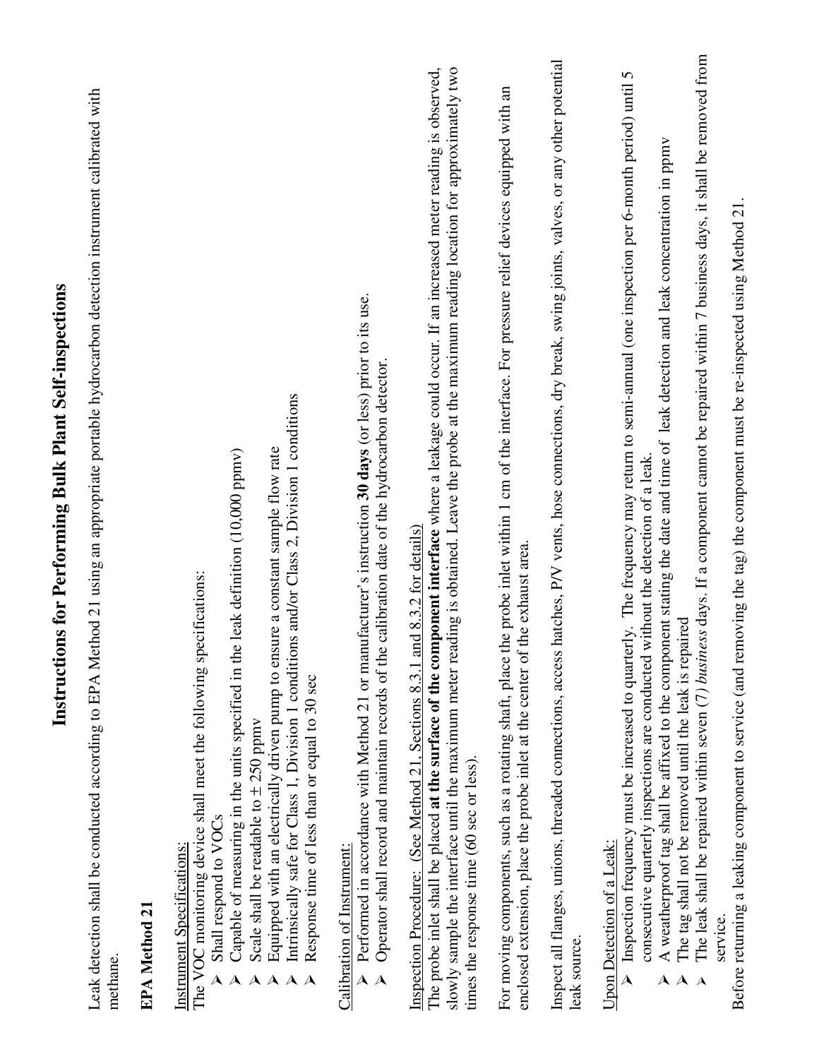# Instructions for Performing Bulk Plant Self-inspections

Leak detection shall be conducted according to EPA Method 21 using an appropriate portable hydrocarbon detection instrument calibrated with methane.

**EPA Method 21**

Instrument Specifications:
The VOC monitoring device shall meet the following specifications:

- Shall respond to VOCs
- Capable of measuring in the units specified in the leak definition (10,000 ppmv)
- Scale shall be readable to ± 250 ppmv
- Equipped with an electrically driven pump to ensure a constant sample flow rate
- Intrinsically safe for Class 1, Division 1 conditions and/or Class 2, Division 1 conditions
- Response time of less than or equal to 30 sec

Calibration of Instrument:

- Performed in accordance with Method 21 or manufacturer's instruction **30 days** (or less) prior to its use.
- Operator shall record and maintain records of the calibration date of the hydrocarbon detector.

Inspection Procedure: (See Method 21, Sections 8.3.1 and 8.3.2 for details)
The probe inlet shall be placed **at the surface of the component interface** where a leakage could occur. If an increased meter reading is observed, slowly sample the interface until the maximum meter reading is obtained. Leave the probe at the maximum reading location for approximately two times the response time (60 sec or less).

For moving components, such as a rotating shaft, place the probe inlet within 1 cm of the interface. For pressure relief devices equipped with an enclosed extension, place the probe inlet at the center of the exhaust area.

Inspect all flanges, unions, threaded connections, access hatches, P/V vents, hose connections, dry break, swing joints, valves, or any other potential leak source.

Upon Detection of a Leak:

- Inspection frequency must be increased to quarterly. The frequency may return to semi-annual (one inspection per 6-month period) until 5 consecutive quarterly inspections are conducted without the detection of a leak.
- A weatherproof tag shall be affixed to the component stating the date and time of leak detection and leak concentration in ppmv
- The tag shall not be removed until the leak is repaired
- The leak shall be repaired within seven (7) *business* days. If a component cannot be repaired within 7 business days, it shall be removed from service.

Before returning a leaking component to service (and removing the tag) the component must be re-inspected using Method 21.